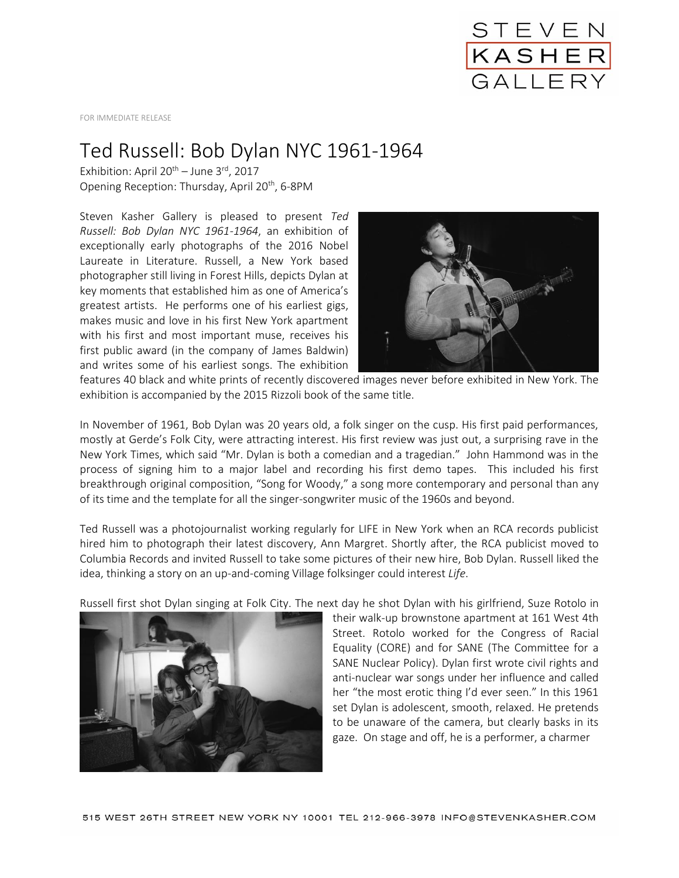STEVEN KASHER GALLERY

FOR IMMEDIATE RELEASE

# Ted Russell: Bob Dylan NYC 1961-1964

Exhibition: April 20th – June 3rd, 2017
Opening Reception: Thursday, April 20th, 6-8PM

Steven Kasher Gallery is pleased to present *Ted Russell: Bob Dylan NYC 1961-1964*, an exhibition of exceptionally early photographs of the 2016 Nobel Laureate in Literature. Russell, a New York based photographer still living in Forest Hills, depicts Dylan at key moments that established him as one of America's greatest artists. He performs one of his earliest gigs, makes music and love in his first New York apartment with his first and most important muse, receives his first public award (in the company of James Baldwin) and writes some of his earliest songs. The exhibition features 40 black and white prints of recently discovered images never before exhibited in New York. The exhibition is accompanied by the 2015 Rizzoli book of the same title.

In November of 1961, Bob Dylan was 20 years old, a folk singer on the cusp. His first paid performances, mostly at Gerde's Folk City, were attracting interest. His first review was just out, a surprising rave in the New York Times, which said "Mr. Dylan is both a comedian and a tragedian." John Hammond was in the process of signing him to a major label and recording his first demo tapes. This included his first breakthrough original composition, "Song for Woody," a song more contemporary and personal than any of its time and the template for all the singer-songwriter music of the 1960s and beyond.

Ted Russell was a photojournalist working regularly for LIFE in New York when an RCA records publicist hired him to photograph their latest discovery, Ann Margret. Shortly after, the RCA publicist moved to Columbia Records and invited Russell to take some pictures of their new hire, Bob Dylan. Russell liked the idea, thinking a story on an up-and-coming Village folksinger could interest *Life*.

Russell first shot Dylan singing at Folk City. The next day he shot Dylan with his girlfriend, Suze Rotolo in their walk-up brownstone apartment at 161 West 4th Street. Rotolo worked for the Congress of Racial Equality (CORE) and for SANE (The Committee for a SANE Nuclear Policy). Dylan first wrote civil rights and anti-nuclear war songs under her influence and called her "the most erotic thing I'd ever seen." In this 1961 set Dylan is adolescent, smooth, relaxed. He pretends to be unaware of the camera, but clearly basks in its gaze. On stage and off, he is a performer, a charmer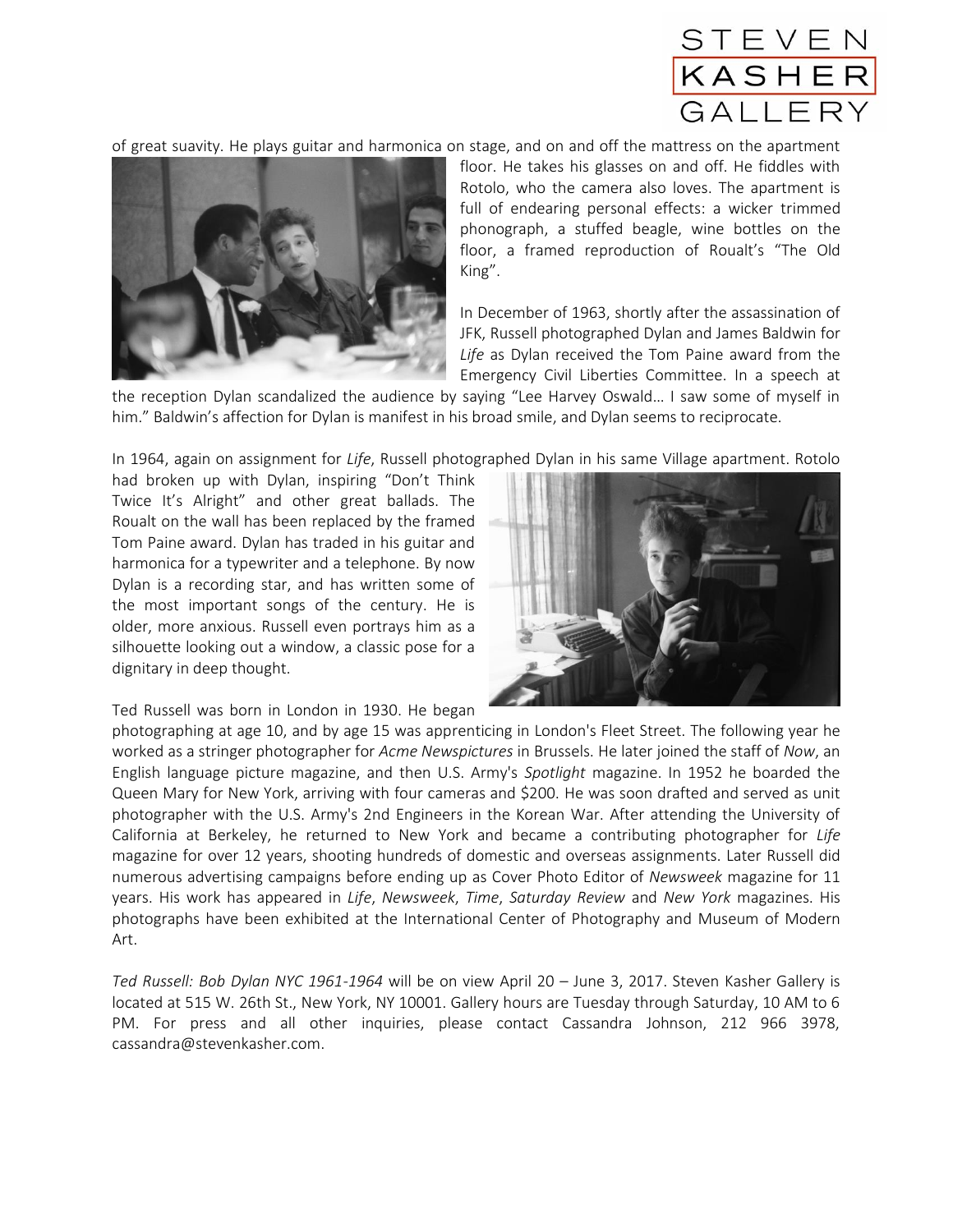of great suavity. He plays guitar and harmonica on stage, and on and off the mattress on the apartment floor. He takes his glasses on and off. He fiddles with Rotolo, who the camera also loves. The apartment is full of endearing personal effects: a wicker trimmed phonograph, a stuffed beagle, wine bottles on the floor, a framed reproduction of Roualt's "The Old King".

In December of 1963, shortly after the assassination of JFK, Russell photographed Dylan and James Baldwin for *Life* as Dylan received the Tom Paine award from the Emergency Civil Liberties Committee. In a speech at the reception Dylan scandalized the audience by saying "Lee Harvey Oswald… I saw some of myself in him." Baldwin's affection for Dylan is manifest in his broad smile, and Dylan seems to reciprocate.

In 1964, again on assignment for *Life*, Russell photographed Dylan in his same Village apartment. Rotolo had broken up with Dylan, inspiring "Don't Think Twice It's Alright" and other great ballads. The Roualt on the wall has been replaced by the framed Tom Paine award. Dylan has traded in his guitar and harmonica for a typewriter and a telephone. By now Dylan is a recording star, and has written some of the most important songs of the century. He is older, more anxious. Russell even portrays him as a silhouette looking out a window, a classic pose for a dignitary in deep thought.

Ted Russell was born in London in 1930. He began photographing at age 10, and by age 15 was apprenticing in London's Fleet Street. The following year he worked as a stringer photographer for *Acme Newspictures* in Brussels. He later joined the staff of *Now*, an English language picture magazine, and then U.S. Army's *Spotlight* magazine. In 1952 he boarded the Queen Mary for New York, arriving with four cameras and $200. He was soon drafted and served as unit photographer with the U.S. Army's 2nd Engineers in the Korean War. After attending the University of California at Berkeley, he returned to New York and became a contributing photographer for *Life* magazine for over 12 years, shooting hundreds of domestic and overseas assignments. Later Russell did numerous advertising campaigns before ending up as Cover Photo Editor of *Newsweek* magazine for 11 years. His work has appeared in *Life*, *Newsweek*, *Time*, *Saturday Review* and *New York* magazines. His photographs have been exhibited at the International Center of Photography and Museum of Modern Art.

*Ted Russell: Bob Dylan NYC 1961-1964* will be on view April 20 – June 3, 2017. Steven Kasher Gallery is located at 515 W. 26th St., New York, NY 10001. Gallery hours are Tuesday through Saturday, 10 AM to 6 PM. For press and all other inquiries, please contact Cassandra Johnson, 212 966 3978, cassandra@stevenkasher.com.